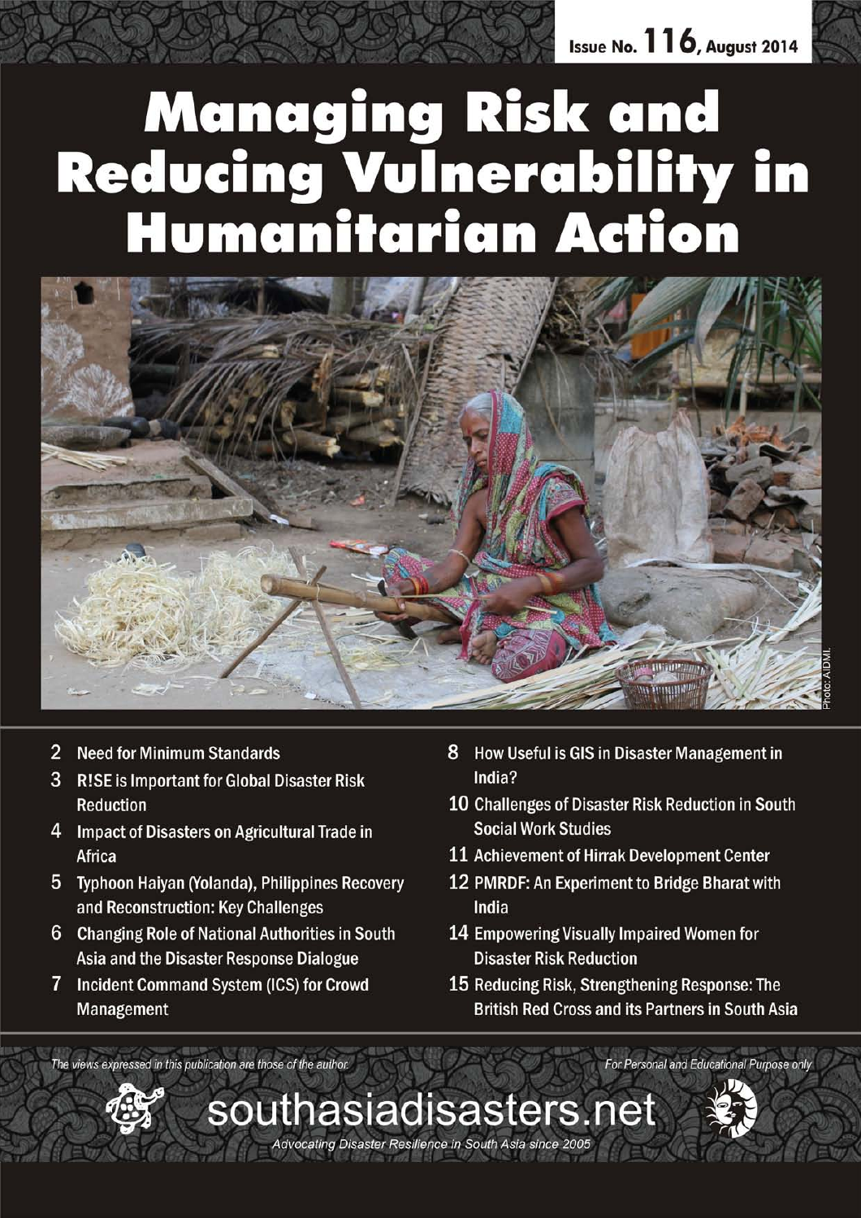Issue No. 116, August 2014

# Managing Risk and Reducing Vulnerability in Humanitarian Action

Photo: ADMI.

- 2 Need for Minimum Standards
- 3 R!SE is Important for Global Disaster Risk Reduction
- 4 Impact of Disasters on Agricultural Trade in Africa
- 5 Typhoon Haiyan (Yolanda), Philippines Recovery and Reconstruction: Key Challenges
- 6 Changing Role of National Authorities in South Asia and the Disaster Response Dialogue
- 7 Incident Command System (ICS) for Crowd Management
- 8 How Useful is GIS in Disaster Management in India?
- 10 Challenges of Disaster Risk Reduction in South Social Work Studies
- 11 Achievement of Hirrak Development Center
- 12 PMRDF: An Experiment to Bridge Bharat with India
- 14 Empowering Visually Impaired Women for Disaster Risk Reduction
- 15 Reducing Risk, Strengthening Response: The British Red Cross and its Partners in South Asia

*The views expressed in this publication are those of the author.*

*For Personal and Educational Purpose only*

southasiadisasters.net

*Advocating Disaster Resilience in South Asia since 2005*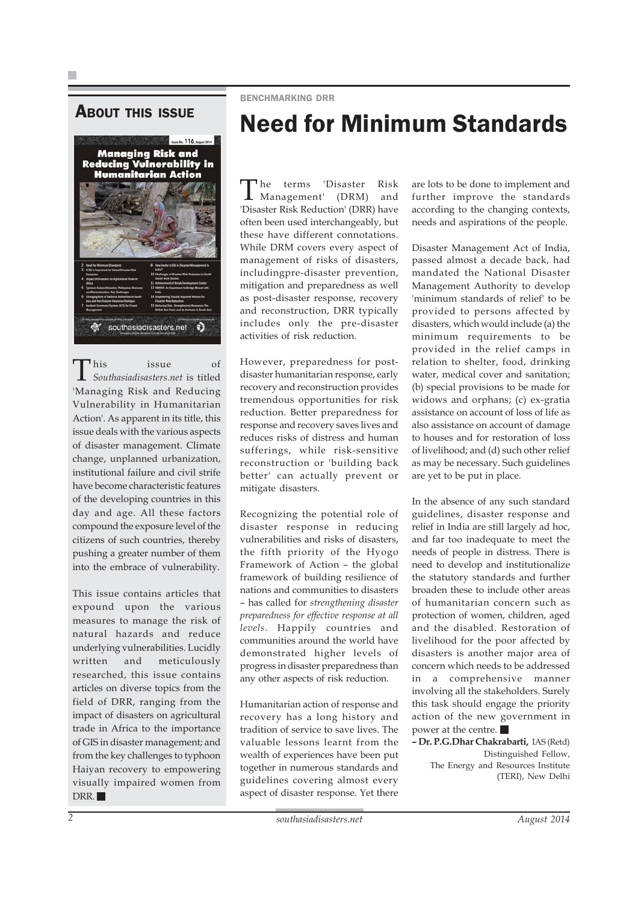## About this issue

This issue of *Southasiadisasters.net* is titled 'Managing Risk and Reducing Vulnerability in Humanitarian Action'. As apparent in its title, this issue deals with the various aspects of disaster management. Climate change, unplanned urbanization, institutional failure and civil strife have become characteristic features of the developing countries in this day and age. All these factors compound the exposure level of the citizens of such countries, thereby pushing a greater number of them into the embrace of vulnerability.

This issue contains articles that expound upon the various measures to manage the risk of natural hazards and reduce underlying vulnerabilities. Lucidly written and meticulously researched, this issue contains articles on diverse topics from the field of DRR, ranging from the impact of disasters on agricultural trade in Africa to the importance of GIS in disaster management; and from the key challenges to typhoon Haiyan recovery to empowering visually impaired women from DRR. ■

BENCHMARKING DRR

# Need for Minimum Standards

The terms 'Disaster Risk Management' (DRM) and 'Disaster Risk Reduction' (DRR) have often been used interchangeably, but these have different connotations. While DRM covers every aspect of management of risks of disasters, includingpre-disaster prevention, mitigation and preparedness as well as post-disaster response, recovery and reconstruction, DRR typically includes only the pre-disaster activities of risk reduction.

However, preparedness for post-disaster humanitarian response, early recovery and reconstruction provides tremendous opportunities for risk reduction. Better preparedness for response and recovery saves lives and reduces risks of distress and human sufferings, while risk-sensitive reconstruction or 'building back better' can actually prevent or mitigate disasters.

Recognizing the potential role of disaster response in reducing vulnerabilities and risks of disasters, the fifth priority of the Hyogo Framework of Action – the global framework of building resilience of nations and communities to disasters – has called for *strengthening disaster preparedness for effective response at all levels*. Happily countries and communities around the world have demonstrated higher levels of progress in disaster preparedness than any other aspects of risk reduction.

Humanitarian action of response and recovery has a long history and tradition of service to save lives. The valuable lessons learnt from the wealth of experiences have been put together in numerous standards and guidelines covering almost every aspect of disaster response. Yet there are lots to be done to implement and further improve the standards according to the changing contexts, needs and aspirations of the people.

Disaster Management Act of India, passed almost a decade back, had mandated the National Disaster Management Authority to develop 'minimum standards of relief' to be provided to persons affected by disasters, which would include (a) the minimum requirements to be provided in the relief camps in relation to shelter, food, drinking water, medical cover and sanitation; (b) special provisions to be made for widows and orphans; (c) ex-gratia assistance on account of loss of life as also assistance on account of damage to houses and for restoration of loss of livelihood; and (d) such other relief as may be necessary. Such guidelines are yet to be put in place.

In the absence of any such standard guidelines, disaster response and relief in India are still largely ad hoc, and far too inadequate to meet the needs of people in distress. There is need to develop and institutionalize the statutory standards and further broaden these to include other areas of humanitarian concern such as protection of women, children, aged and the disabled. Restoration of livelihood for the poor affected by disasters is another major area of concern which needs to be addressed in a comprehensive manner involving all the stakeholders. Surely this task should engage the priority action of the new government in power at the centre. ■

**– Dr. P.G.Dhar Chakrabarti,** IAS (Retd)
Distinguished Fellow,
The Energy and Resources Institute (TERI), New Delhi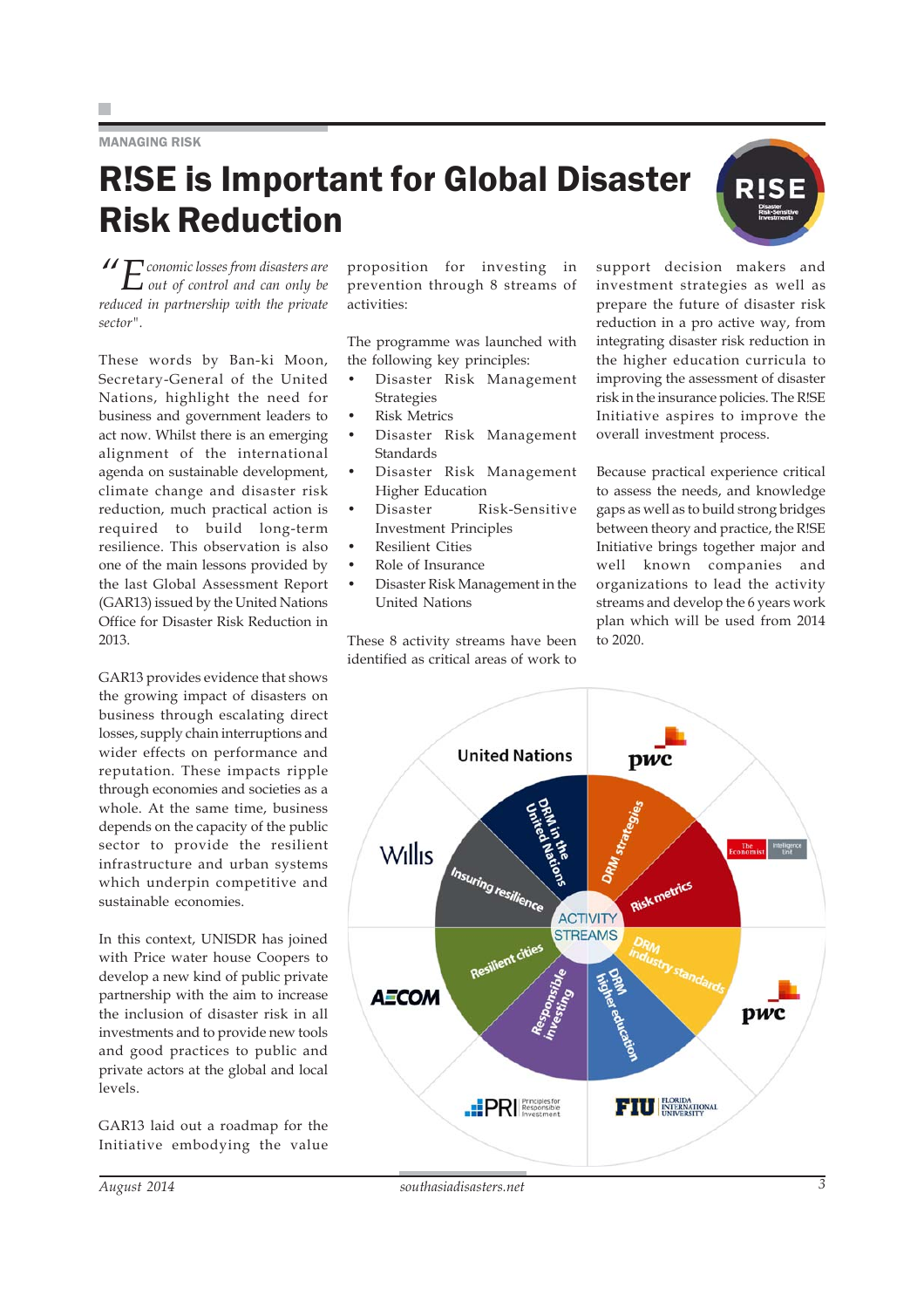MANAGING RISK

# R!SE is Important for Global Disaster Risk Reduction

*"Economic losses from disasters are out of control and can only be reduced in partnership with the private sector".*

These words by Ban-ki Moon, Secretary-General of the United Nations, highlight the need for business and government leaders to act now. Whilst there is an emerging alignment of the international agenda on sustainable development, climate change and disaster risk reduction, much practical action is required to build long-term resilience. This observation is also one of the main lessons provided by the last Global Assessment Report (GAR13) issued by the United Nations Office for Disaster Risk Reduction in 2013.

GAR13 provides evidence that shows the growing impact of disasters on business through escalating direct losses, supply chain interruptions and wider effects on performance and reputation. These impacts ripple through economies and societies as a whole. At the same time, business depends on the capacity of the public sector to provide the resilient infrastructure and urban systems which underpin competitive and sustainable economies.

In this context, UNISDR has joined with Price water house Coopers to develop a new kind of public private partnership with the aim to increase the inclusion of disaster risk in all investments and to provide new tools and good practices to public and private actors at the global and local levels.

GAR13 laid out a roadmap for the Initiative embodying the value proposition for investing in prevention through 8 streams of activities:

The programme was launched with the following key principles:

- Disaster Risk Management Strategies
- Risk Metrics
- Disaster Risk Management Standards
- Disaster Risk Management Higher Education
- Disaster Risk-Sensitive Investment Principles
- Resilient Cities
- Role of Insurance
- Disaster Risk Management in the United Nations

These 8 activity streams have been identified as critical areas of work to support decision makers and investment strategies as well as prepare the future of disaster risk reduction in a pro active way, from integrating disaster risk reduction in the higher education curricula to improving the assessment of disaster risk in the insurance policies. The R!SE Initiative aspires to improve the overall investment process.

Because practical experience critical to assess the needs, and knowledge gaps as well as to build strong bridges between theory and practice, the R!SE Initiative brings together major and well known companies and organizations to lead the activity streams and develop the 6 years work plan which will be used from 2014 to 2020.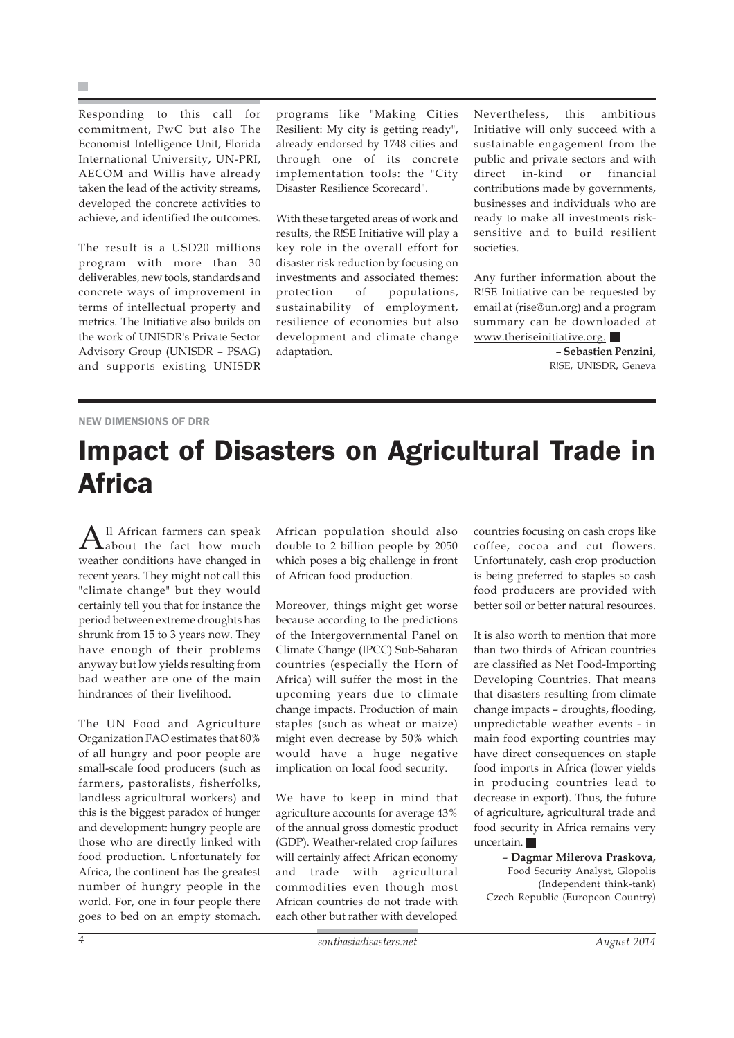Responding to this call for commitment, PwC but also The Economist Intelligence Unit, Florida International University, UN-PRI, AECOM and Willis have already taken the lead of the activity streams, developed the concrete activities to achieve, and identified the outcomes.

The result is a USD20 millions program with more than 30 deliverables, new tools, standards and concrete ways of improvement in terms of intellectual property and metrics. The Initiative also builds on the work of UNISDR's Private Sector Advisory Group (UNISDR – PSAG) and supports existing UNISDR programs like "Making Cities Resilient: My city is getting ready", already endorsed by 1748 cities and through one of its concrete implementation tools: the "City Disaster Resilience Scorecard".

With these targeted areas of work and results, the R!SE Initiative will play a key role in the overall effort for disaster risk reduction by focusing on investments and associated themes: protection of populations, sustainability of employment, resilience of economies but also development and climate change adaptation.

Nevertheless, this ambitious Initiative will only succeed with a sustainable engagement from the public and private sectors and with direct in-kind or financial contributions made by governments, businesses and individuals who are ready to make all investments risk-sensitive and to build resilient societies.

Any further information about the R!SE Initiative can be requested by email at (rise@un.org) and a program summary can be downloaded at www.theriseinitiative.org.

**– Sebastien Penzini,**
R!SE, UNISDR, Geneva

NEW DIMENSIONS OF DRR

# Impact of Disasters on Agricultural Trade in Africa

All African farmers can speak about the fact how much weather conditions have changed in recent years. They might not call this "climate change" but they would certainly tell you that for instance the period between extreme droughts has shrunk from 15 to 3 years now. They have enough of their problems anyway but low yields resulting from bad weather are one of the main hindrances of their livelihood.

The UN Food and Agriculture Organization FAO estimates that 80% of all hungry and poor people are small-scale food producers (such as farmers, pastoralists, fisherfolks, landless agricultural workers) and this is the biggest paradox of hunger and development: hungry people are those who are directly linked with food production. Unfortunately for Africa, the continent has the greatest number of hungry people in the world. For, one in four people there goes to bed on an empty stomach. African population should also double to 2 billion people by 2050 which poses a big challenge in front of African food production.

Moreover, things might get worse because according to the predictions of the Intergovernmental Panel on Climate Change (IPCC) Sub-Saharan countries (especially the Horn of Africa) will suffer the most in the upcoming years due to climate change impacts. Production of main staples (such as wheat or maize) might even decrease by 50% which would have a huge negative implication on local food security.

We have to keep in mind that agriculture accounts for average 43% of the annual gross domestic product (GDP). Weather-related crop failures will certainly affect African economy and trade with agricultural commodities even though most African countries do not trade with each other but rather with developed countries focusing on cash crops like coffee, cocoa and cut flowers. Unfortunately, cash crop production is being preferred to staples so cash food producers are provided with better soil or better natural resources.

It is also worth to mention that more than two thirds of African countries are classified as Net Food-Importing Developing Countries. That means that disasters resulting from climate change impacts – droughts, flooding, unpredictable weather events - in main food exporting countries may have direct consequences on staple food imports in Africa (lower yields in producing countries lead to decrease in export). Thus, the future of agriculture, agricultural trade and food security in Africa remains very uncertain.

– **Dagmar Milerova Praskova,**
Food Security Analyst, Glopolis (Independent think-tank)
Czech Republic (Europeon Country)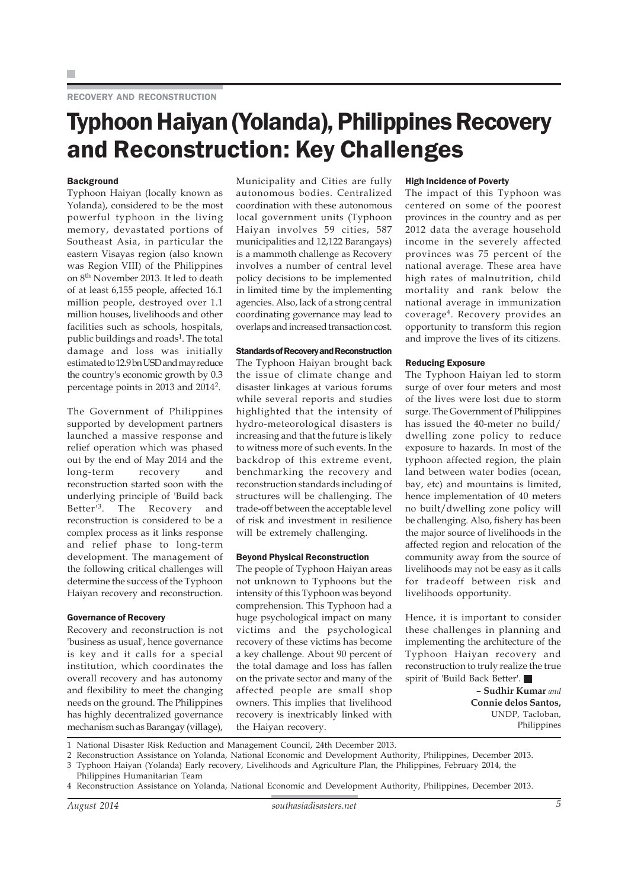RECOVERY AND RECONSTRUCTION

# Typhoon Haiyan (Yolanda), Philippines Recovery and Reconstruction: Key Challenges

### Background

Typhoon Haiyan (locally known as Yolanda), considered to be the most powerful typhoon in the living memory, devastated portions of Southeast Asia, in particular the eastern Visayas region (also known was Region VIII) of the Philippines on 8th November 2013. It led to death of at least 6,155 people, affected 16.1 million people, destroyed over 1.1 million houses, livelihoods and other facilities such as schools, hospitals, public buildings and roads[1]. The total damage and loss was initially estimated to 12.9 bn USD and may reduce the country's economic growth by 0.3 percentage points in 2013 and 2014[2].

The Government of Philippines supported by development partners launched a massive response and relief operation which was phased out by the end of May 2014 and the long-term recovery and reconstruction started soon with the underlying principle of 'Build back Better'[3]. The Recovery and reconstruction is considered to be a complex process as it links response and relief phase to long-term development. The management of the following critical challenges will determine the success of the Typhoon Haiyan recovery and reconstruction.

### Governance of Recovery

Recovery and reconstruction is not 'business as usual', hence governance is key and it calls for a special institution, which coordinates the overall recovery and has autonomy and flexibility to meet the changing needs on the ground. The Philippines has highly decentralized governance mechanism such as Barangay (village), Municipality and Cities are fully autonomous bodies. Centralized coordination with these autonomous local government units (Typhoon Haiyan involves 59 cities, 587 municipalities and 12,122 Barangays) is a mammoth challenge as Recovery involves a number of central level policy decisions to be implemented in limited time by the implementing agencies. Also, lack of a strong central coordinating governance may lead to overlaps and increased transaction cost.

### Standards of Recovery and Reconstruction

The Typhoon Haiyan brought back the issue of climate change and disaster linkages at various forums while several reports and studies highlighted that the intensity of hydro-meteorological disasters is increasing and that the future is likely to witness more of such events. In the backdrop of this extreme event, benchmarking the recovery and reconstruction standards including of structures will be challenging. The trade-off between the acceptable level of risk and investment in resilience will be extremely challenging.

### Beyond Physical Reconstruction

The people of Typhoon Haiyan areas not unknown to Typhoons but the intensity of this Typhoon was beyond comprehension. This Typhoon had a huge psychological impact on many victims and the psychological recovery of these victims has become a key challenge. About 90 percent of the total damage and loss has fallen on the private sector and many of the affected people are small shop owners. This implies that livelihood recovery is inextricably linked with the Haiyan recovery.

### High Incidence of Poverty

The impact of this Typhoon was centered on some of the poorest provinces in the country and as per 2012 data the average household income in the severely affected provinces was 75 percent of the national average. These area have high rates of malnutrition, child mortality and rank below the national average in immunization coverage[4]. Recovery provides an opportunity to transform this region and improve the lives of its citizens.

### Reducing Exposure

The Typhoon Haiyan led to storm surge of over four meters and most of the lives were lost due to storm surge. The Government of Philippines has issued the 40-meter no build/dwelling zone policy to reduce exposure to hazards. In most of the typhoon affected region, the plain land between water bodies (ocean, bay, etc) and mountains is limited, hence implementation of 40 meters no built/dwelling zone policy will be challenging. Also, fishery has been the major source of livelihoods in the affected region and relocation of the community away from the source of livelihoods may not be easy as it calls for tradeoff between risk and livelihoods opportunity.

Hence, it is important to consider these challenges in planning and implementing the architecture of the Typhoon Haiyan recovery and reconstruction to truly realize the true spirit of 'Build Back Better'.

**– Sudhir Kumar** *and*
**Connie delos Santos,**
UNDP, Tacloban,
Philippines

---

1 National Disaster Risk Reduction and Management Council, 24th December 2013.

2 Reconstruction Assistance on Yolanda, National Economic and Development Authority, Philippines, December 2013.

3 Typhoon Haiyan (Yolanda) Early recovery, Livelihoods and Agriculture Plan, the Philippines, February 2014, the Philippines Humanitarian Team

4 Reconstruction Assistance on Yolanda, National Economic and Development Authority, Philippines, December 2013.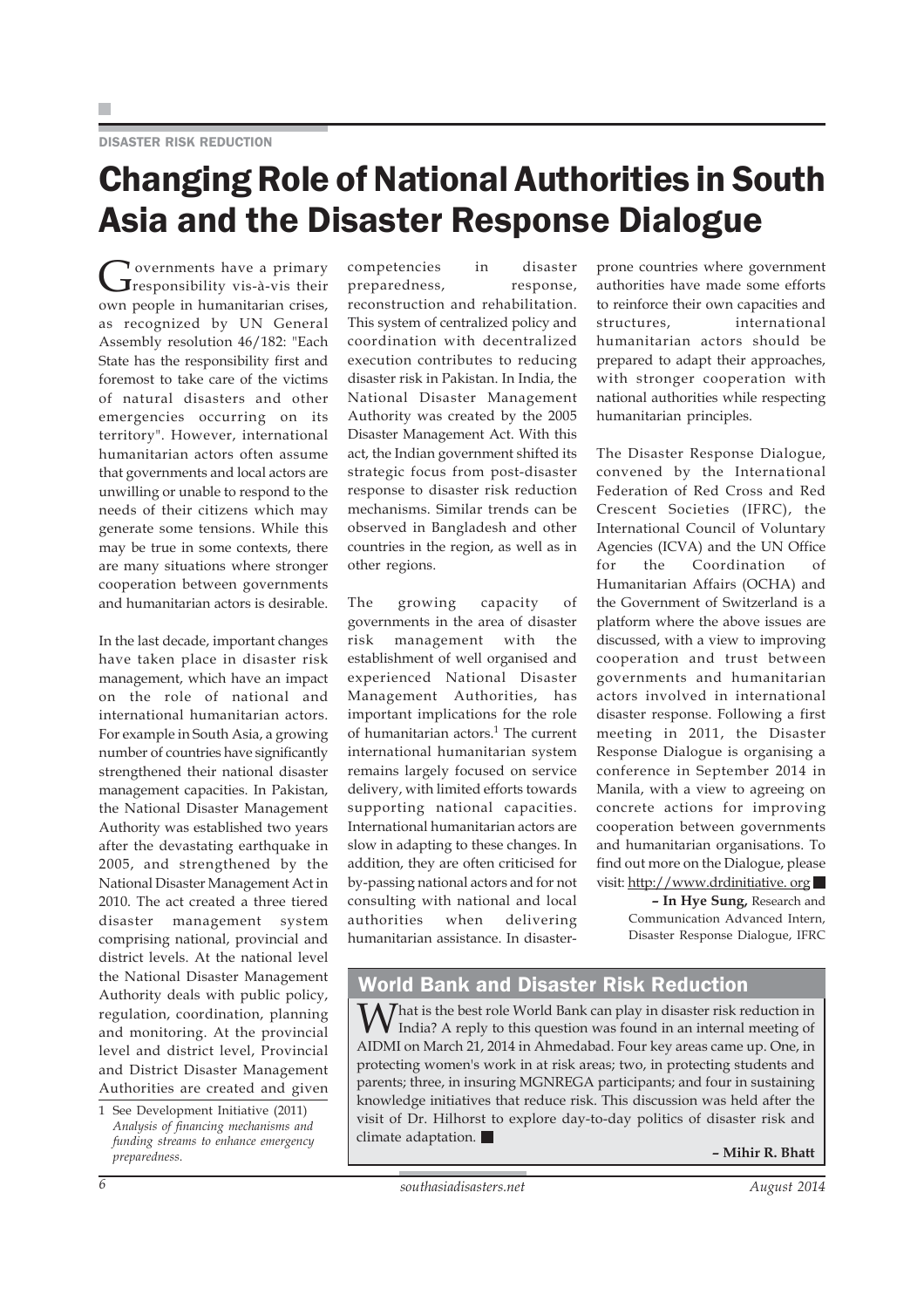DISASTER RISK REDUCTION

# Changing Role of National Authorities in South Asia and the Disaster Response Dialogue

Governments have a primary responsibility vis-à-vis their own people in humanitarian crises, as recognized by UN General Assembly resolution 46/182: "Each State has the responsibility first and foremost to take care of the victims of natural disasters and other emergencies occurring on its territory". However, international humanitarian actors often assume that governments and local actors are unwilling or unable to respond to the needs of their citizens which may generate some tensions. While this may be true in some contexts, there are many situations where stronger cooperation between governments and humanitarian actors is desirable.

In the last decade, important changes have taken place in disaster risk management, which have an impact on the role of national and international humanitarian actors. For example in South Asia, a growing number of countries have significantly strengthened their national disaster management capacities. In Pakistan, the National Disaster Management Authority was established two years after the devastating earthquake in 2005, and strengthened by the National Disaster Management Act in 2010. The act created a three tiered disaster management system comprising national, provincial and district levels. At the national level the National Disaster Management Authority deals with public policy, regulation, coordination, planning and monitoring. At the provincial level and district level, Provincial and District Disaster Management Authorities are created and given competencies in disaster preparedness, response, reconstruction and rehabilitation. This system of centralized policy and coordination with decentralized execution contributes to reducing disaster risk in Pakistan. In India, the National Disaster Management Authority was created by the 2005 Disaster Management Act. With this act, the Indian government shifted its strategic focus from post-disaster response to disaster risk reduction mechanisms. Similar trends can be observed in Bangladesh and other countries in the region, as well as in other regions.

The growing capacity of governments in the area of disaster risk management with the establishment of well organised and experienced National Disaster Management Authorities, has important implications for the role of humanitarian actors.[1] The current international humanitarian system remains largely focused on service delivery, with limited efforts towards supporting national capacities. International humanitarian actors are slow in adapting to these changes. In addition, they are often criticised for by-passing national actors and for not consulting with national and local authorities when delivering humanitarian assistance. In disaster-prone countries where government authorities have made some efforts to reinforce their own capacities and structures, international humanitarian actors should be prepared to adapt their approaches, with stronger cooperation with national authorities while respecting humanitarian principles.

The Disaster Response Dialogue, convened by the International Federation of Red Cross and Red Crescent Societies (IFRC), the International Council of Voluntary Agencies (ICVA) and the UN Office for the Coordination of Humanitarian Affairs (OCHA) and the Government of Switzerland is a platform where the above issues are discussed, with a view to improving cooperation and trust between governments and humanitarian actors involved in international disaster response. Following a first meeting in 2011, the Disaster Response Dialogue is organising a conference in September 2014 in Manila, with a view to agreeing on concrete actions for improving cooperation between governments and humanitarian organisations. To find out more on the Dialogue, please visit: http://www.drdinitiative.org

**– In Hye Sung,** Research and Communication Advanced Intern, Disaster Response Dialogue, IFRC

1 See Development Initiative (2011) *Analysis of financing mechanisms and funding streams to enhance emergency preparedness.*

## World Bank and Disaster Risk Reduction

What is the best role World Bank can play in disaster risk reduction in India? A reply to this question was found in an internal meeting of AIDMI on March 21, 2014 in Ahmedabad. Four key areas came up. One, in protecting women's work in at risk areas; two, in protecting students and parents; three, in insuring MGNREGA participants; and four in sustaining knowledge initiatives that reduce risk. This discussion was held after the visit of Dr. Hilhorst to explore day-to-day politics of disaster risk and climate adaptation.

**– Mihir R. Bhatt**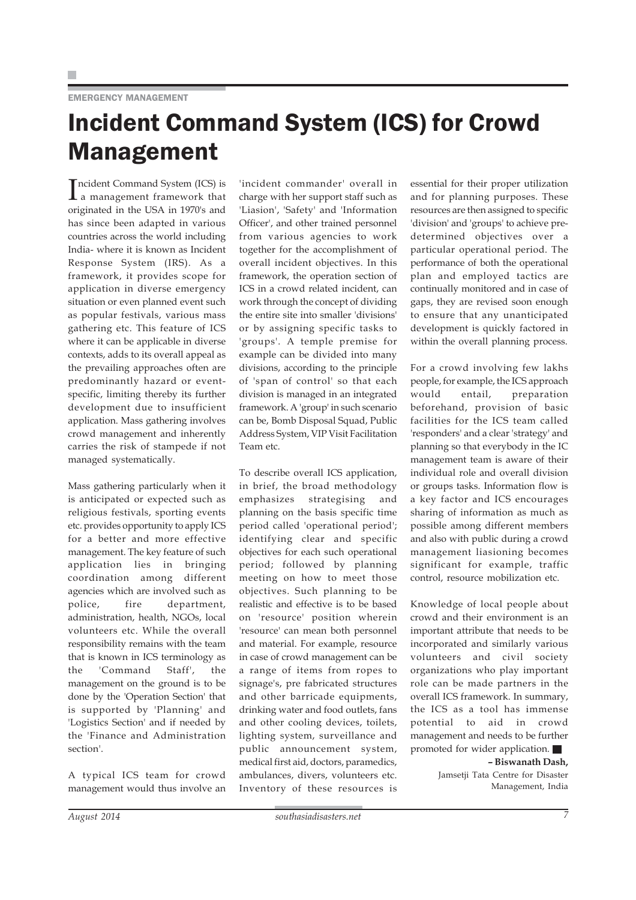EMERGENCY MANAGEMENT

# Incident Command System (ICS) for Crowd Management

Incident Command System (ICS) is a management framework that originated in the USA in 1970's and has since been adapted in various countries across the world including India- where it is known as Incident Response System (IRS). As a framework, it provides scope for application in diverse emergency situation or even planned event such as popular festivals, various mass gathering etc. This feature of ICS where it can be applicable in diverse contexts, adds to its overall appeal as the prevailing approaches often are predominantly hazard or event-specific, limiting thereby its further development due to insufficient application. Mass gathering involves crowd management and inherently carries the risk of stampede if not managed systematically.

Mass gathering particularly when it is anticipated or expected such as religious festivals, sporting events etc. provides opportunity to apply ICS for a better and more effective management. The key feature of such application lies in bringing coordination among different agencies which are involved such as police, fire department, administration, health, NGOs, local volunteers etc. While the overall responsibility remains with the team that is known in ICS terminology as the 'Command Staff', the management on the ground is to be done by the 'Operation Section' that is supported by 'Planning' and 'Logistics Section' and if needed by the 'Finance and Administration section'.

A typical ICS team for crowd management would thus involve an 'incident commander' overall in charge with her support staff such as 'Liasion', 'Safety' and 'Information Officer', and other trained personnel from various agencies to work together for the accomplishment of overall incident objectives. In this framework, the operation section of ICS in a crowd related incident, can work through the concept of dividing the entire site into smaller 'divisions' or by assigning specific tasks to 'groups'. A temple premise for example can be divided into many divisions, according to the principle of 'span of control' so that each division is managed in an integrated framework. A 'group' in such scenario can be, Bomb Disposal Squad, Public Address System, VIP Visit Facilitation Team etc.

To describe overall ICS application, in brief, the broad methodology emphasizes strategising and planning on the basis specific time period called 'operational period'; identifying clear and specific objectives for each such operational period; followed by planning meeting on how to meet those objectives. Such planning to be realistic and effective is to be based on 'resource' position wherein 'resource' can mean both personnel and material. For example, resource in case of crowd management can be a range of items from ropes to signage's, pre fabricated structures and other barricade equipments, drinking water and food outlets, fans and other cooling devices, toilets, lighting system, surveillance and public announcement system, medical first aid, doctors, paramedics, ambulances, divers, volunteers etc. Inventory of these resources is essential for their proper utilization and for planning purposes. These resources are then assigned to specific 'division' and 'groups' to achieve pre-determined objectives over a particular operational period. The performance of both the operational plan and employed tactics are continually monitored and in case of gaps, they are revised soon enough to ensure that any unanticipated development is quickly factored in within the overall planning process.

For a crowd involving few lakhs people, for example, the ICS approach would entail, preparation beforehand, provision of basic facilities for the ICS team called 'responders' and a clear 'strategy' and planning so that everybody in the IC management team is aware of their individual role and overall division or groups tasks. Information flow is a key factor and ICS encourages sharing of information as much as possible among different members and also with public during a crowd management liasioning becomes significant for example, traffic control, resource mobilization etc.

Knowledge of local people about crowd and their environment is an important attribute that needs to be incorporated and similarly various volunteers and civil society organizations who play important role can be made partners in the overall ICS framework. In summary, the ICS as a tool has immense potential to aid in crowd management and needs to be further promoted for wider application. ■

**– Biswanath Dash,**
Jamsetji Tata Centre for Disaster Management, India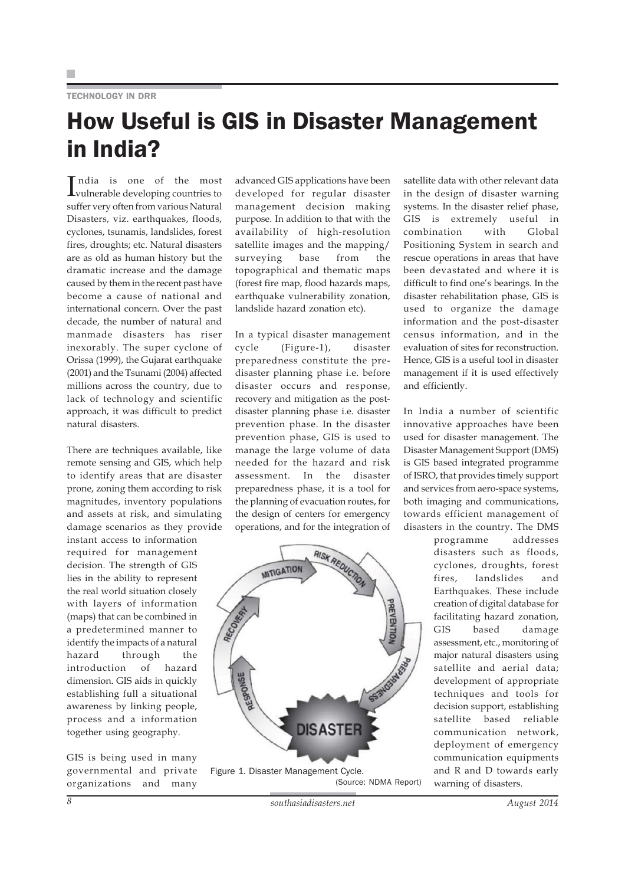TECHNOLOGY IN DRR

# How Useful is GIS in Disaster Management in India?

India is one of the most vulnerable developing countries to suffer very often from various Natural Disasters, viz. earthquakes, floods, cyclones, tsunamis, landslides, forest fires, droughts; etc. Natural disasters are as old as human history but the dramatic increase and the damage caused by them in the recent past have become a cause of national and international concern. Over the past decade, the number of natural and manmade disasters has riser inexorably. The super cyclone of Orissa (1999), the Gujarat earthquake (2001) and the Tsunami (2004) affected millions across the country, due to lack of technology and scientific approach, it was difficult to predict natural disasters.

There are techniques available, like remote sensing and GIS, which help to identify areas that are disaster prone, zoning them according to risk magnitudes, inventory populations and assets at risk, and simulating damage scenarios as they provide instant access to information required for management decision. The strength of GIS lies in the ability to represent the real world situation closely with layers of information (maps) that can be combined in a predetermined manner to identify the impacts of a natural hazard through the introduction of hazard dimension. GIS aids in quickly establishing full a situational awareness by linking people, process and a information together using geography.

GIS is being used in many governmental and private organizations and many advanced GIS applications have been developed for regular disaster management decision making purpose. In addition to that with the availability of high-resolution satellite images and the mapping/ surveying base from the topographical and thematic maps (forest fire map, flood hazards maps, earthquake vulnerability zonation, landslide hazard zonation etc).

In a typical disaster management cycle (Figure-1), disaster preparedness constitute the pre-disaster planning phase i.e. before disaster occurs and response, recovery and mitigation as the post-disaster planning phase i.e. disaster prevention phase. In the disaster prevention phase, GIS is used to manage the large volume of data needed for the hazard and risk assessment. In the disaster preparedness phase, it is a tool for the planning of evacuation routes, for the design of centers for emergency operations, and for the integration of satellite data with other relevant data in the design of disaster warning systems. In the disaster relief phase, GIS is extremely useful in combination with Global Positioning System in search and rescue operations in areas that have been devastated and where it is difficult to find one's bearings. In the disaster rehabilitation phase, GIS is used to organize the damage information and the post-disaster census information, and in the evaluation of sites for reconstruction. Hence, GIS is a useful tool in disaster management if it is used effectively and efficiently.

Figure 1. Disaster Management Cycle.
(Source: NDMA Report)

In India a number of scientific innovative approaches have been used for disaster management. The Disaster Management Support (DMS) is GIS based integrated programme of ISRO, that provides timely support and services from aero-space systems, both imaging and communications, towards efficient management of disasters in the country. The DMS programme addresses disasters such as floods, cyclones, droughts, forest fires, landslides and Earthquakes. These include creation of digital database for facilitating hazard zonation, GIS based damage assessment, etc., monitoring of major natural disasters using satellite and aerial data; development of appropriate techniques and tools for decision support, establishing satellite based reliable communication network, deployment of emergency communication equipments and R and D towards early warning of disasters.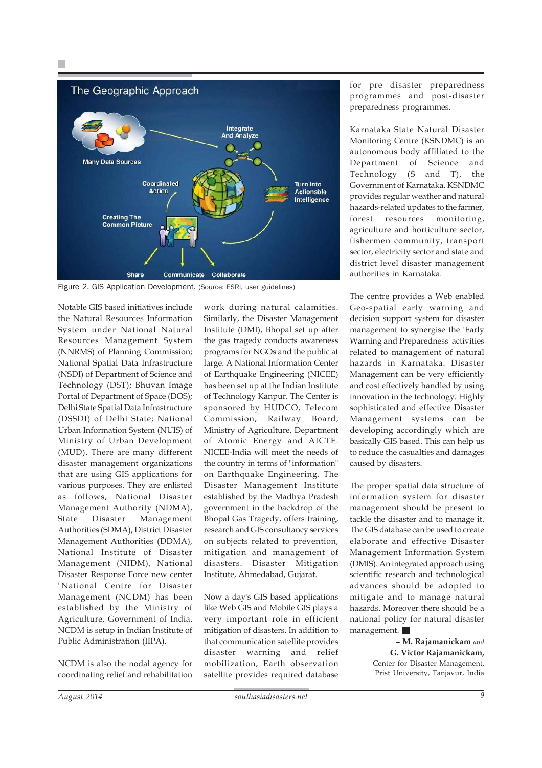Figure 2. GIS Application Development. (Source: ESRI, user guidelines)

Notable GIS based initiatives include the Natural Resources Information System under National Natural Resources Management System (NNRMS) of Planning Commission; National Spatial Data Infrastructure (NSDI) of Department of Science and Technology (DST); Bhuvan Image Portal of Department of Space (DOS); Delhi State Spatial Data Infrastructure (DSSDI) of Delhi State; National Urban Information System (NUIS) of Ministry of Urban Development (MUD). There are many different disaster management organizations that are using GIS applications for various purposes. They are enlisted as follows, National Disaster Management Authority (NDMA), State Disaster Management Authorities (SDMA), District Disaster Management Authorities (DDMA), National Institute of Disaster Management (NIDM), National Disaster Response Force new center "National Centre for Disaster Management (NCDM) has been established by the Ministry of Agriculture, Government of India. NCDM is setup in Indian Institute of Public Administration (IIPA).

NCDM is also the nodal agency for coordinating relief and rehabilitation work during natural calamities. Similarly, the Disaster Management Institute (DMI), Bhopal set up after the gas tragedy conducts awareness programs for NGOs and the public at large. A National Information Center of Earthquake Engineering (NICEE) has been set up at the Indian Institute of Technology Kanpur. The Center is sponsored by HUDCO, Telecom Commission, Railway Board, Ministry of Agriculture, Department of Atomic Energy and AICTE. NICEE-India will meet the needs of the country in terms of "information" on Earthquake Engineering. The Disaster Management Institute established by the Madhya Pradesh government in the backdrop of the Bhopal Gas Tragedy, offers training, research and GIS consultancy services on subjects related to prevention, mitigation and management of disasters. Disaster Mitigation Institute, Ahmedabad, Gujarat.

Now a day's GIS based applications like Web GIS and Mobile GIS plays a very important role in efficient mitigation of disasters. In addition to that communication satellite provides disaster warning and relief mobilization, Earth observation satellite provides required database for pre disaster preparedness programmes and post-disaster preparedness programmes.

Karnataka State Natural Disaster Monitoring Centre (KSNDMC) is an autonomous body affiliated to the Department of Science and Technology (S and T), the Government of Karnataka. KSNDMC provides regular weather and natural hazards-related updates to the farmer, forest resources monitoring, agriculture and horticulture sector, fishermen community, transport sector, electricity sector and state and district level disaster management authorities in Karnataka.

The centre provides a Web enabled Geo-spatial early warning and decision support system for disaster management to synergise the 'Early Warning and Preparedness' activities related to management of natural hazards in Karnataka. Disaster Management can be very efficiently and cost effectively handled by using innovation in the technology. Highly sophisticated and effective Disaster Management systems can be developing accordingly which are basically GIS based. This can help us to reduce the casualties and damages caused by disasters.

The proper spatial data structure of information system for disaster management should be present to tackle the disaster and to manage it. The GIS database can be used to create elaborate and effective Disaster Management Information System (DMIS). An integrated approach using scientific research and technological advances should be adopted to mitigate and to manage natural hazards. Moreover there should be a national policy for natural disaster management. ■

**– M. Rajamanickam** *and*
**G. Victor Rajamanickam,**
Center for Disaster Management,
Prist University, Tanjavur, India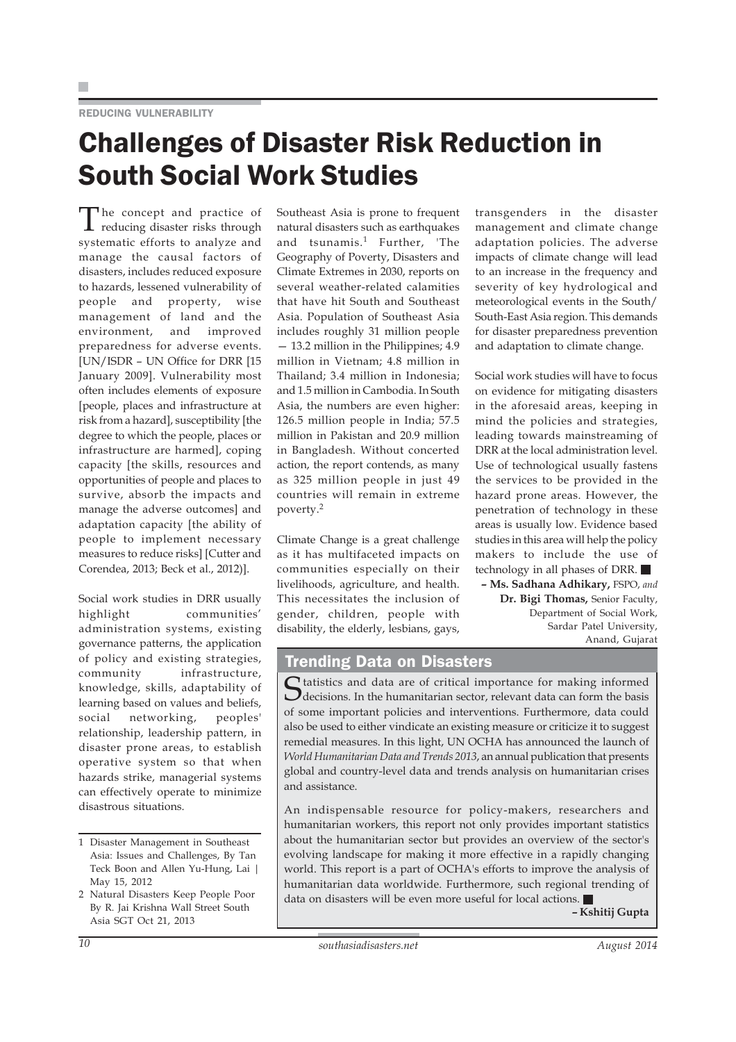REDUCING VULNERABILITY

# Challenges of Disaster Risk Reduction in South Social Work Studies

The concept and practice of reducing disaster risks through systematic efforts to analyze and manage the causal factors of disasters, includes reduced exposure to hazards, lessened vulnerability of people and property, wise management of land and the environment, and improved preparedness for adverse events. [UN/ISDR – UN Office for DRR [15 January 2009]. Vulnerability most often includes elements of exposure [people, places and infrastructure at risk from a hazard], susceptibility [the degree to which the people, places or infrastructure are harmed], coping capacity [the skills, resources and opportunities of people and places to survive, absorb the impacts and manage the adverse outcomes] and adaptation capacity [the ability of people to implement necessary measures to reduce risks] [Cutter and Corendea, 2013; Beck et al., 2012)].

Social work studies in DRR usually highlight communities' administration systems, existing governance patterns, the application of policy and existing strategies, community infrastructure, knowledge, skills, adaptability of learning based on values and beliefs, social networking, peoples' relationship, leadership pattern, in disaster prone areas, to establish operative system so that when hazards strike, managerial systems can effectively operate to minimize disastrous situations.

Southeast Asia is prone to frequent natural disasters such as earthquakes and tsunamis.[1] Further, 'The Geography of Poverty, Disasters and Climate Extremes in 2030, reports on several weather-related calamities that have hit South and Southeast Asia. Population of Southeast Asia includes roughly 31 million people — 13.2 million in the Philippines; 4.9 million in Vietnam; 4.8 million in Thailand; 3.4 million in Indonesia; and 1.5 million in Cambodia. In South Asia, the numbers are even higher: 126.5 million people in India; 57.5 million in Pakistan and 20.9 million in Bangladesh. Without concerted action, the report contends, as many as 325 million people in just 49 countries will remain in extreme poverty.[2]

Climate Change is a great challenge as it has multifaceted impacts on communities especially on their livelihoods, agriculture, and health. This necessitates the inclusion of gender, children, people with disability, the elderly, lesbians, gays, transgenders in the disaster management and climate change adaptation policies. The adverse impacts of climate change will lead to an increase in the frequency and severity of key hydrological and meteorological events in the South/ South-East Asia region. This demands for disaster preparedness prevention and adaptation to climate change.

Social work studies will have to focus on evidence for mitigating disasters in the aforesaid areas, keeping in mind the policies and strategies, leading towards mainstreaming of DRR at the local administration level. Use of technological usually fastens the services to be provided in the hazard prone areas. However, the penetration of technology in these areas is usually low. Evidence based studies in this area will help the policy makers to include the use of technology in all phases of DRR. ■

**– Ms. Sadhana Adhikary,** FSPO, *and*
**Dr. Bigi Thomas,** Senior Faculty, Department of Social Work, Sardar Patel University, Anand, Gujarat

1 Disaster Management in Southeast Asia: Issues and Challenges, By Tan Teck Boon and Allen Yu-Hung, Lai | May 15, 2012

2 Natural Disasters Keep People Poor By R. Jai Krishna Wall Street South Asia SGT Oct 21, 2013

## Trending Data on Disasters

Statistics and data are of critical importance for making informed decisions. In the humanitarian sector, relevant data can form the basis of some important policies and interventions. Furthermore, data could also be used to either vindicate an existing measure or criticize it to suggest remedial measures. In this light, UN OCHA has announced the launch of *World Humanitarian Data and Trends 2013*, an annual publication that presents global and country-level data and trends analysis on humanitarian crises and assistance.

An indispensable resource for policy-makers, researchers and humanitarian workers, this report not only provides important statistics about the humanitarian sector but provides an overview of the sector's evolving landscape for making it more effective in a rapidly changing world. This report is a part of OCHA's efforts to improve the analysis of humanitarian data worldwide. Furthermore, such regional trending of data on disasters will be even more useful for local actions. ■

**– Kshitij Gupta**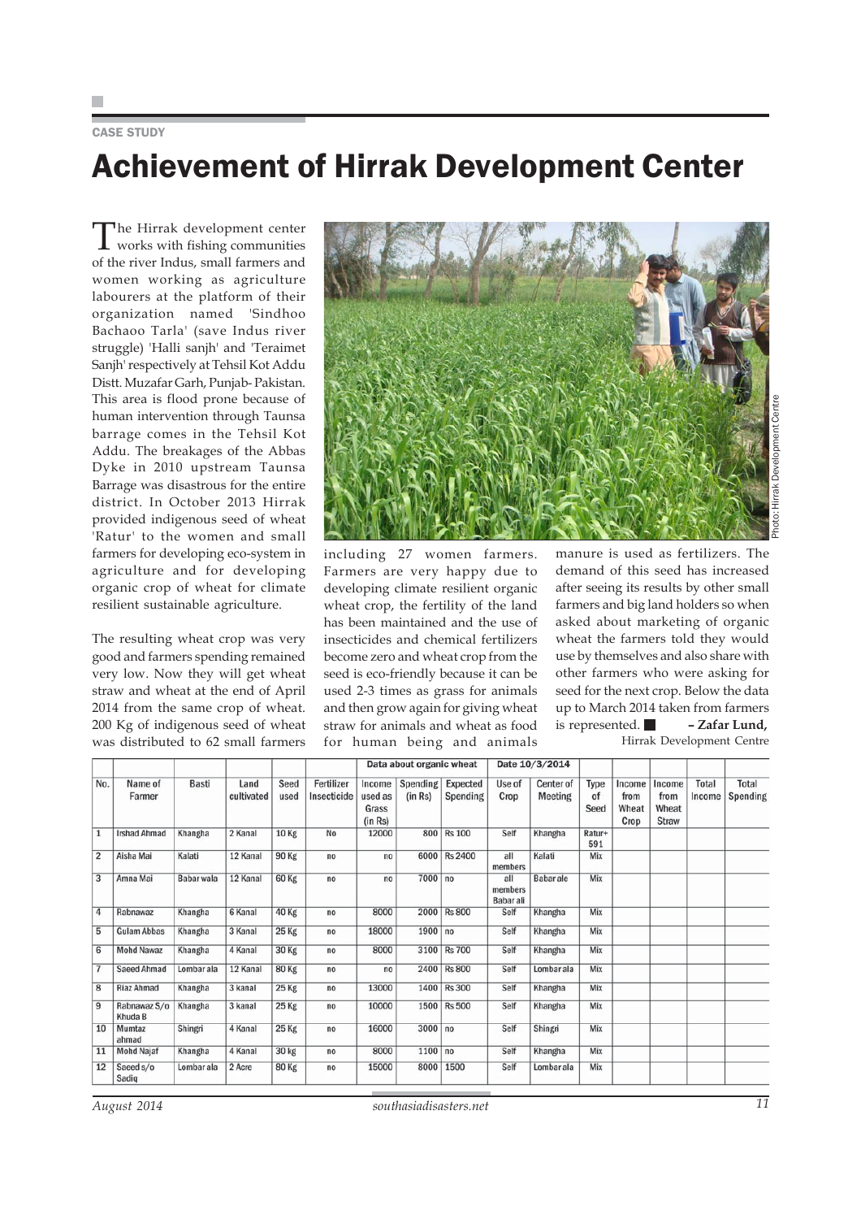CASE STUDY

# Achievement of Hirrak Development Center

The Hirrak development center works with fishing communities of the river Indus, small farmers and women working as agriculture labourers at the platform of their organization named 'Sindhoo Bachaoo Tarla' (save Indus river struggle) 'Halli sanjh' and 'Teraimet Sanjh' respectively at Tehsil Kot Addu Distt. Muzafar Garh, Punjab- Pakistan. This area is flood prone because of human intervention through Taunsa barrage comes in the Tehsil Kot Addu. The breakages of the Abbas Dyke in 2010 upstream Taunsa Barrage was disastrous for the entire district. In October 2013 Hirrak provided indigenous seed of wheat 'Ratur' to the women and small farmers for developing eco-system in agriculture and for developing organic crop of wheat for climate resilient sustainable agriculture.

Photo: Hirrak Development Centre

The resulting wheat crop was very good and farmers spending remained very low. Now they will get wheat straw and wheat at the end of April 2014 from the same crop of wheat. 200 Kg of indigenous seed of wheat was distributed to 62 small farmers including 27 women farmers. Farmers are very happy due to developing climate resilient organic wheat crop, the fertility of the land has been maintained and the use of insecticides and chemical fertilizers become zero and wheat crop from the seed is eco-friendly because it can be used 2-3 times as grass for animals and then grow again for giving wheat straw for animals and wheat as food for human being and animals manure is used as fertilizers. The demand of this seed has increased after seeing its results by other small farmers and big land holders so when asked about marketing of organic wheat the farmers told they would use by themselves and also share with other farmers who were asking for seed for the next crop. Below the data up to March 2014 taken from farmers is represented.

**– Zafar Lund,**
Hirrak Development Centre

| | | | | | | Data about organic wheat | | | Date 10/3/2014 | | | | | | |
|---|---|---|---|---|---|---|---|---|---|---|---|---|---|---|---|
| No. | Name of Farmer | Basti | Land cultivated | Seed used | Fertilizer Insecticide | Income used as Grass (in Rs) | Spending (in Rs) | Expected Spending | Use of Crop | Center of Meeting | Type of Seed | Income from Wheat Crop | Income from Wheat Straw | Total Income | Total Spending |
| 1 | Irshad Ahmad | Khangha | 2 Kanal | 10 Kg | No | 12000 | 800 | Rs 100 | Self | Khangha | Ratur+ 591 | | | | |
| 2 | Aisha Mai | Kalati | 12 Kanal | 90 Kg | no | no | 6000 | Rs 2400 | all members | Kalati | Mix | | | | |
| 3 | Amna Mai | Babar wala | 12 Kanal | 60 Kg | no | no | 7000 | no | all members Babar ali | Babar ale | Mix | | | | |
| 4 | Rabnawaz | Khangha | 6 Kanal | 40 Kg | no | 8000 | 2000 | Rs 800 | Self | Khangha | Mix | | | | |
| 5 | Gulam Abbas | Khangha | 3 Kanal | 25 Kg | no | 18000 | 1900 | no | Self | Khangha | Mix | | | | |
| 6 | Mohd Nawaz | Khangha | 4 Kanal | 30 Kg | no | 8000 | 3100 | Rs 700 | Self | Khangha | Mix | | | | |
| 7 | Saeed Ahmad | Lombar ala | 12 Kanal | 80 Kg | no | no | 2400 | Rs 800 | Self | Lombar ala | Mix | | | | |
| 8 | Riaz Ahmad | Khangha | 3 kanal | 25 Kg | no | 13000 | 1400 | Rs 300 | Self | Khangha | Mix | | | | |
| 9 | Rabnawaz S/o Khuda B | Khangha | 3 kanal | 25 Kg | no | 10000 | 1500 | Rs 500 | Self | Khangha | Mix | | | | |
| 10 | Mumtaz ahmad | Shingri | 4 Kanal | 25 Kg | no | 16000 | 3000 | no | Self | Shingri | Mix | | | | |
| 11 | Mohd Najaf | Khangha | 4 Kanal | 30 kg | no | 8000 | 1100 | no | Self | Khangha | Mix | | | | |
| 12 | Saeed s/o Sadiq | Lombar ala | 2 Acre | 80 Kg | no | 15000 | 8000 | 1500 | Self | Lombar ala | Mix | | | | |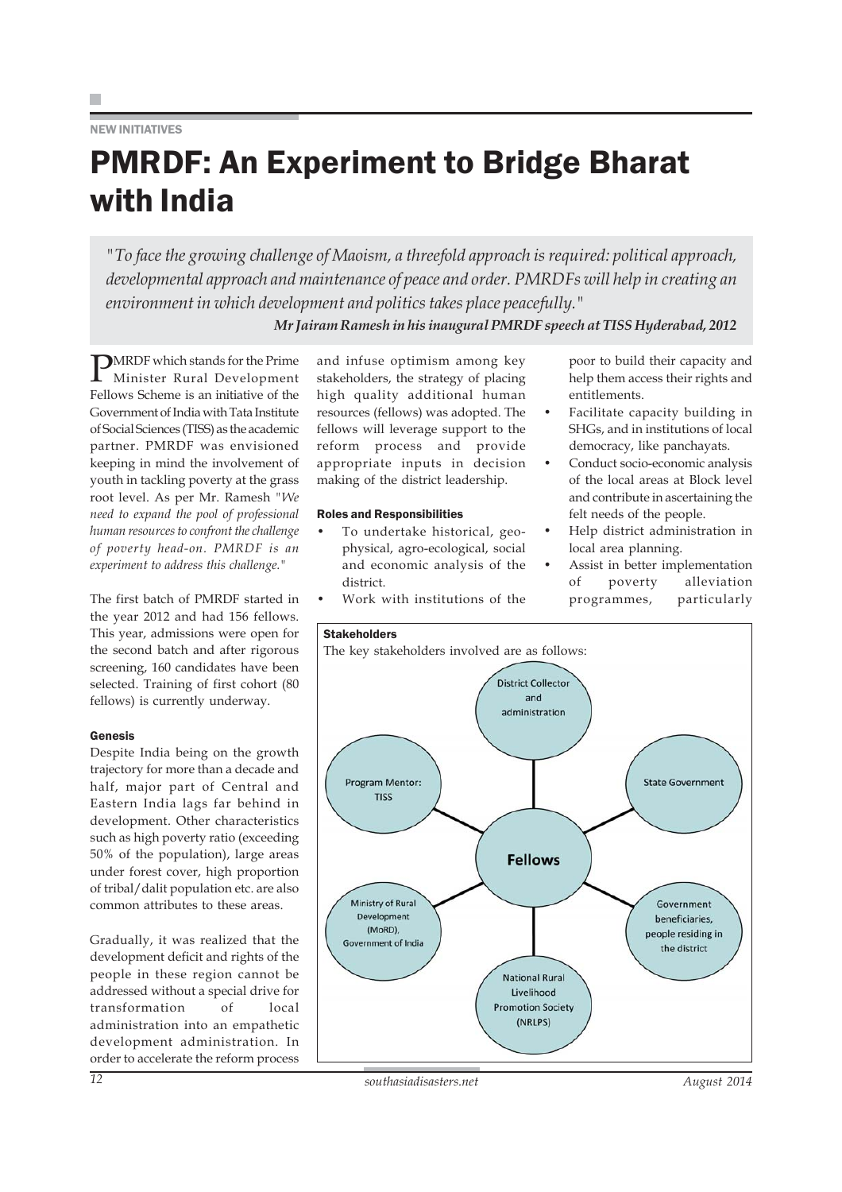NEW INITIATIVES

# PMRDF: An Experiment to Bridge Bharat with India

> *"To face the growing challenge of Maoism, a threefold approach is required: political approach, developmental approach and maintenance of peace and order. PMRDFs will help in creating an environment in which development and politics takes place peacefully."*
>
> ***Mr Jairam Ramesh in his inaugural PMRDF speech at TISS Hyderabad, 2012***

PMRDF which stands for the Prime Minister Rural Development Fellows Scheme is an initiative of the Government of India with Tata Institute of Social Sciences (TISS) as the academic partner. PMRDF was envisioned keeping in mind the involvement of youth in tackling poverty at the grass root level. As per Mr. Ramesh *"We need to expand the pool of professional human resources to confront the challenge of poverty head-on. PMRDF is an experiment to address this challenge."*

The first batch of PMRDF started in the year 2012 and had 156 fellows. This year, admissions were open for the second batch and after rigorous screening, 160 candidates have been selected. Training of first cohort (80 fellows) is currently underway.

#### Genesis

Despite India being on the growth trajectory for more than a decade and half, major part of Central and Eastern India lags far behind in development. Other characteristics such as high poverty ratio (exceeding 50% of the population), large areas under forest cover, high proportion of tribal/dalit population etc. are also common attributes to these areas.

Gradually, it was realized that the development deficit and rights of the people in these region cannot be addressed without a special drive for transformation of local administration into an empathetic development administration. In order to accelerate the reform process and infuse optimism among key stakeholders, the strategy of placing high quality additional human resources (fellows) was adopted. The fellows will leverage support to the reform process and provide appropriate inputs in decision making of the district leadership.

#### Roles and Responsibilities

- To undertake historical, geo-physical, agro-ecological, social and economic analysis of the district.
- Work with institutions of the poor to build their capacity and help them access their rights and entitlements.
- Facilitate capacity building in SHGs, and in institutions of local democracy, like panchayats.
- Conduct socio-economic analysis of the local areas at Block level and contribute in ascertaining the felt needs of the people.
- Help district administration in local area planning.
- Assist in better implementation of poverty alleviation programmes, particularly

#### Stakeholders

The key stakeholders involved are as follows:

- Fellows
  - District Collector and administration
  - State Government
  - Government beneficiaries, people residing in the district
  - National Rural Livelihood Promotion Society (NRLPS)
  - Ministry of Rural Development (MoRD), Government of India
  - Program Mentor: TISS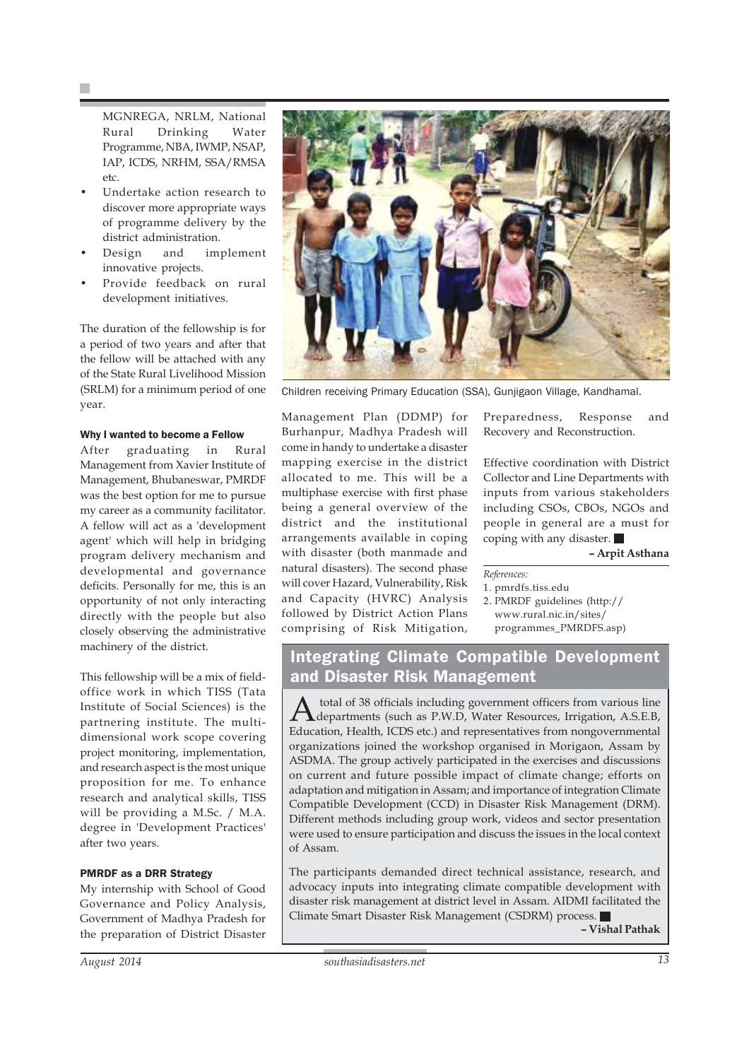MGNREGA, NRLM, National Rural Drinking Water Programme, NBA, IWMP, NSAP, IAP, ICDS, NRHM, SSA/RMSA etc.

- Undertake action research to discover more appropriate ways of programme delivery by the district administration.
- Design and implement innovative projects.
- Provide feedback on rural development initiatives.

The duration of the fellowship is for a period of two years and after that the fellow will be attached with any of the State Rural Livelihood Mission (SRLM) for a minimum period of one year.

#### Why I wanted to become a Fellow

After graduating in Rural Management from Xavier Institute of Management, Bhubaneswar, PMRDF was the best option for me to pursue my career as a community facilitator. A fellow will act as a 'development agent' which will help in bridging program delivery mechanism and developmental and governance deficits. Personally for me, this is an opportunity of not only interacting directly with the people but also closely observing the administrative machinery of the district.

This fellowship will be a mix of field-office work in which TISS (Tata Institute of Social Sciences) is the partnering institute. The multi-dimensional work scope covering project monitoring, implementation, and research aspect is the most unique proposition for me. To enhance research and analytical skills, TISS will be providing a M.Sc. / M.A. degree in 'Development Practices' after two years.

#### PMRDF as a DRR Strategy

My internship with School of Good Governance and Policy Analysis, Government of Madhya Pradesh for the preparation of District Disaster Management Plan (DDMP) for Burhanpur, Madhya Pradesh will come in handy to undertake a disaster mapping exercise in the district allocated to me. This will be a multiphase exercise with first phase being a general overview of the district and the institutional arrangements available in coping with disaster (both manmade and natural disasters). The second phase will cover Hazard, Vulnerability, Risk and Capacity (HVRC) Analysis followed by District Action Plans comprising of Risk Mitigation, Preparedness, Response and Recovery and Reconstruction.

Children receiving Primary Education (SSA), Gunjigaon Village, Kandhamal.

Effective coordination with District Collector and Line Departments with inputs from various stakeholders including CSOs, CBOs, NGOs and people in general are a must for coping with any disaster.

**– Arpit Asthana**

*References:*

1. pmrdfs.tiss.edu
2. PMRDF guidelines (http://www.rural.nic.in/sites/programmes_PMRDFS.asp)

## Integrating Climate Compatible Development and Disaster Risk Management

A total of 38 officials including government officers from various line departments (such as P.W.D, Water Resources, Irrigation, A.S.E.B, Education, Health, ICDS etc.) and representatives from nongovernmental organizations joined the workshop organised in Morigaon, Assam by ASDMA. The group actively participated in the exercises and discussions on current and future possible impact of climate change; efforts on adaptation and mitigation in Assam; and importance of integration Climate Compatible Development (CCD) in Disaster Risk Management (DRM). Different methods including group work, videos and sector presentation were used to ensure participation and discuss the issues in the local context of Assam.

The participants demanded direct technical assistance, research, and advocacy inputs into integrating climate compatible development with disaster risk management at district level in Assam. AIDMI facilitated the Climate Smart Disaster Risk Management (CSDRM) process.

**– Vishal Pathak**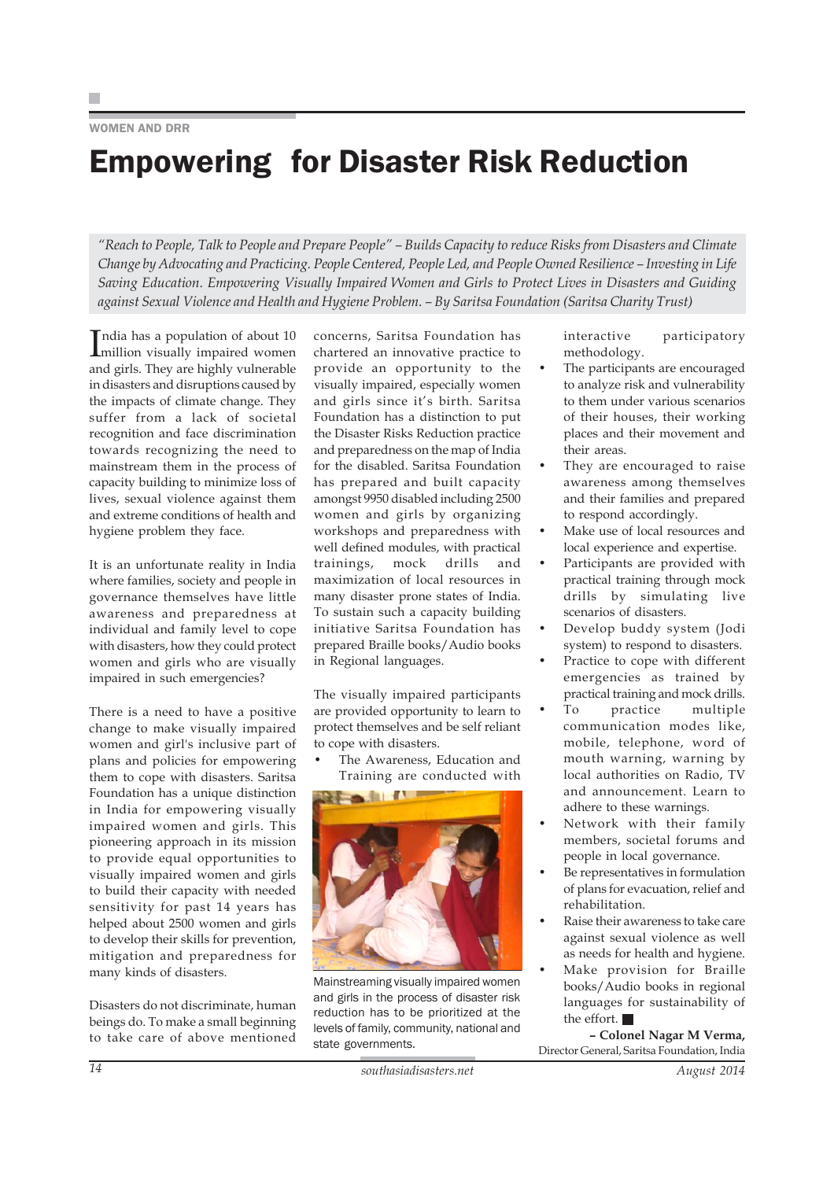WOMEN AND DRR

# Empowering for Disaster Risk Reduction

*"Reach to People, Talk to People and Prepare People" – Builds Capacity to reduce Risks from Disasters and Climate Change by Advocating and Practicing. People Centered, People Led, and People Owned Resilience – Investing in Life Saving Education. Empowering Visually Impaired Women and Girls to Protect Lives in Disasters and Guiding against Sexual Violence and Health and Hygiene Problem. – By Saritsa Foundation (Saritsa Charity Trust)*

India has a population of about 10 million visually impaired women and girls. They are highly vulnerable in disasters and disruptions caused by the impacts of climate change. They suffer from a lack of societal recognition and face discrimination towards recognizing the need to mainstream them in the process of capacity building to minimize loss of lives, sexual violence against them and extreme conditions of health and hygiene problem they face.

It is an unfortunate reality in India where families, society and people in governance themselves have little awareness and preparedness at individual and family level to cope with disasters, how they could protect women and girls who are visually impaired in such emergencies?

There is a need to have a positive change to make visually impaired women and girl's inclusive part of plans and policies for empowering them to cope with disasters. Saritsa Foundation has a unique distinction in India for empowering visually impaired women and girls. This pioneering approach in its mission to provide equal opportunities to visually impaired women and girls to build their capacity with needed sensitivity for past 14 years has helped about 2500 women and girls to develop their skills for prevention, mitigation and preparedness for many kinds of disasters.

Disasters do not discriminate, human beings do. To make a small beginning to take care of above mentioned concerns, Saritsa Foundation has chartered an innovative practice to provide an opportunity to the visually impaired, especially women and girls since it's birth. Saritsa Foundation has a distinction to put the Disaster Risks Reduction practice and preparedness on the map of India for the disabled. Saritsa Foundation has prepared and built capacity amongst 9950 disabled including 2500 women and girls by organizing workshops and preparedness with well defined modules, with practical trainings, mock drills and maximization of local resources in many disaster prone states of India. To sustain such a capacity building initiative Saritsa Foundation has prepared Braille books/Audio books in Regional languages.

The visually impaired participants are provided opportunity to learn to protect themselves and be self reliant to cope with disasters.

- The Awareness, Education and Training are conducted with interactive participatory methodology.
- The participants are encouraged to analyze risk and vulnerability to them under various scenarios of their houses, their working places and their movement and their areas.
- They are encouraged to raise awareness among themselves and their families and prepared to respond accordingly.
- Make use of local resources and local experience and expertise.
- Participants are provided with practical training through mock drills by simulating live scenarios of disasters.
- Develop buddy system (Jodi system) to respond to disasters.
- Practice to cope with different emergencies as trained by practical training and mock drills.
- To practice multiple communication modes like, mobile, telephone, word of mouth warning, warning by local authorities on Radio, TV and announcement. Learn to adhere to these warnings.
- Network with their family members, societal forums and people in local governance.
- Be representatives in formulation of plans for evacuation, relief and rehabilitation.
- Raise their awareness to take care against sexual violence as well as needs for health and hygiene.
- Make provision for Braille books/Audio books in regional languages for sustainability of the effort. ■

Mainstreaming visually impaired women and girls in the process of disaster risk reduction has to be prioritized at the levels of family, community, national and state governments.

**– Colonel Nagar M Verma,**
Director General, Saritsa Foundation, India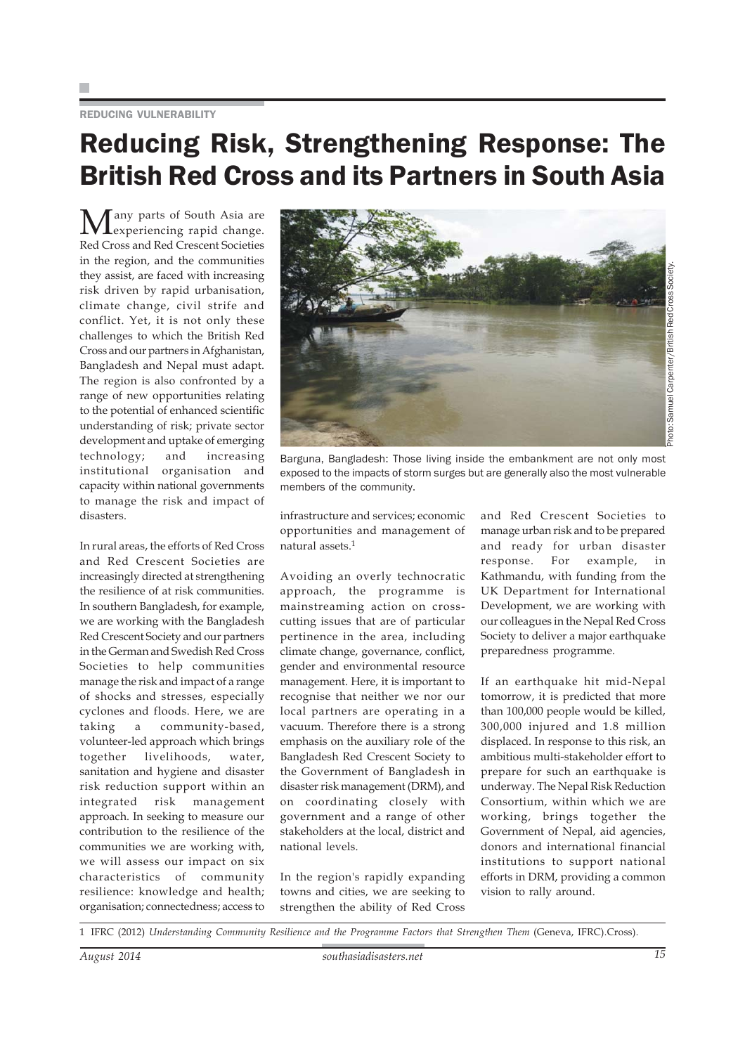REDUCING VULNERABILITY

# Reducing Risk, Strengthening Response: The British Red Cross and its Partners in South Asia

Many parts of South Asia are experiencing rapid change. Red Cross and Red Crescent Societies in the region, and the communities they assist, are faced with increasing risk driven by rapid urbanisation, climate change, civil strife and conflict. Yet, it is not only these challenges to which the British Red Cross and our partners in Afghanistan, Bangladesh and Nepal must adapt. The region is also confronted by a range of new opportunities relating to the potential of enhanced scientific understanding of risk; private sector development and uptake of emerging technology; and increasing institutional organisation and capacity within national governments to manage the risk and impact of disasters.

Barguna, Bangladesh: Those living inside the embankment are not only most exposed to the impacts of storm surges but are generally also the most vulnerable members of the community.

Photo: Samuel Carpenter/British Red Cross Society.

In rural areas, the efforts of Red Cross and Red Crescent Societies are increasingly directed at strengthening the resilience of at risk communities. In southern Bangladesh, for example, we are working with the Bangladesh Red Crescent Society and our partners in the German and Swedish Red Cross Societies to help communities manage the risk and impact of a range of shocks and stresses, especially cyclones and floods. Here, we are taking a community-based, volunteer-led approach which brings together livelihoods, water, sanitation and hygiene and disaster risk reduction support within an integrated risk management approach. In seeking to measure our contribution to the resilience of the communities we are working with, we will assess our impact on six characteristics of community resilience: knowledge and health; organisation; connectedness; access to infrastructure and services; economic opportunities and management of natural assets.[1]

Avoiding an overly technocratic approach, the programme is mainstreaming action on cross-cutting issues that are of particular pertinence in the area, including climate change, governance, conflict, gender and environmental resource management. Here, it is important to recognise that neither we nor our local partners are operating in a vacuum. Therefore there is a strong emphasis on the auxiliary role of the Bangladesh Red Crescent Society to the Government of Bangladesh in disaster risk management (DRM), and on coordinating closely with government and a range of other stakeholders at the local, district and national levels.

In the region's rapidly expanding towns and cities, we are seeking to strengthen the ability of Red Cross and Red Crescent Societies to manage urban risk and to be prepared and ready for urban disaster response. For example, in Kathmandu, with funding from the UK Department for International Development, we are working with our colleagues in the Nepal Red Cross Society to deliver a major earthquake preparedness programme.

If an earthquake hit mid-Nepal tomorrow, it is predicted that more than 100,000 people would be killed, 300,000 injured and 1.8 million displaced. In response to this risk, an ambitious multi-stakeholder effort to prepare for such an earthquake is underway. The Nepal Risk Reduction Consortium, within which we are working, brings together the Government of Nepal, aid agencies, donors and international financial institutions to support national efforts in DRM, providing a common vision to rally around.

---

1 IFRC (2012) *Understanding Community Resilience and the Programme Factors that Strengthen Them* (Geneva, IFRC).Cross).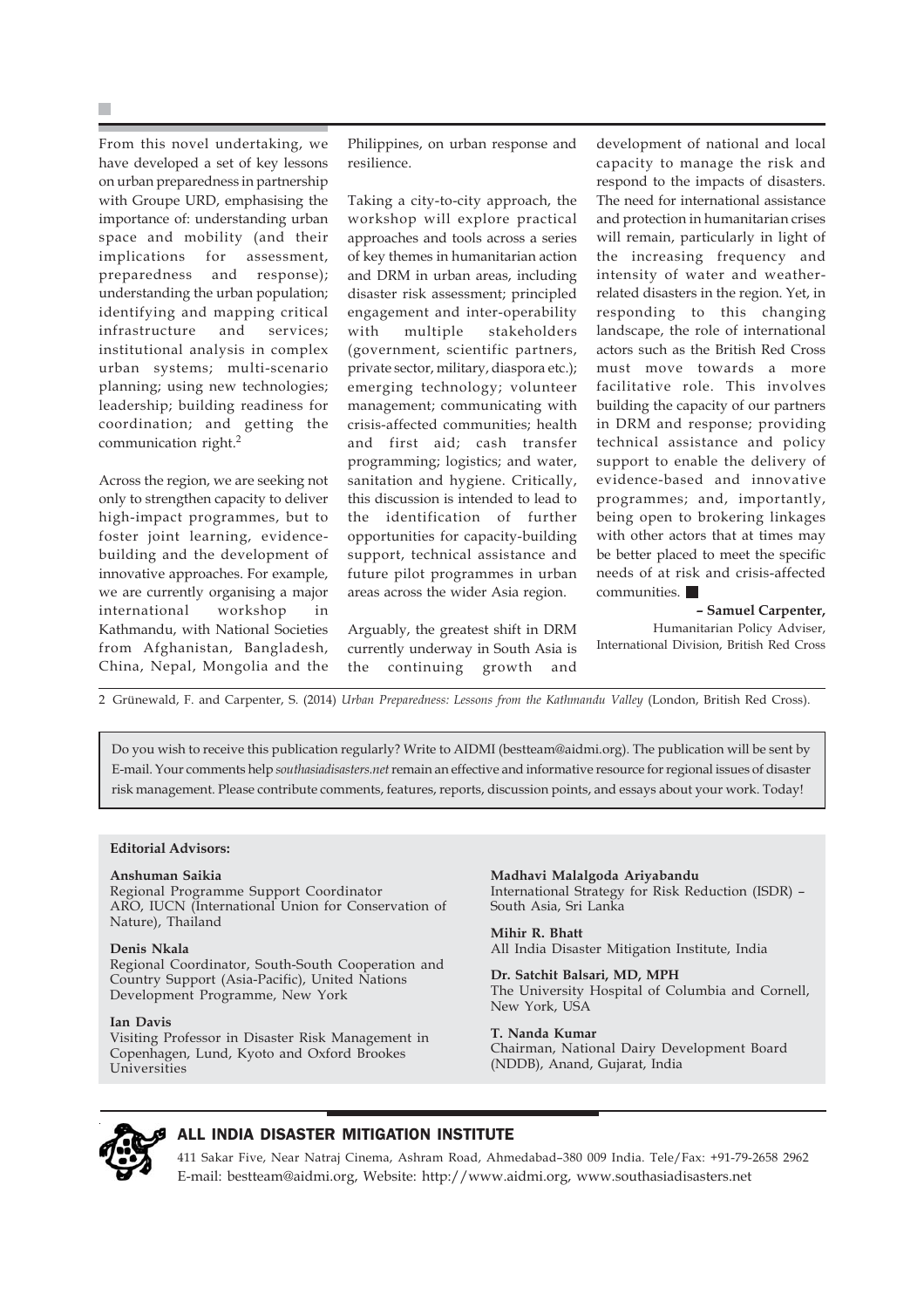From this novel undertaking, we have developed a set of key lessons on urban preparedness in partnership with Groupe URD, emphasising the importance of: understanding urban space and mobility (and their implications for assessment, preparedness and response); understanding the urban population; identifying and mapping critical infrastructure and services; institutional analysis in complex urban systems; multi-scenario planning; using new technologies; leadership; building readiness for coordination; and getting the communication right.[2]

Across the region, we are seeking not only to strengthen capacity to deliver high-impact programmes, but to foster joint learning, evidence-building and the development of innovative approaches. For example, we are currently organising a major international workshop in Kathmandu, with National Societies from Afghanistan, Bangladesh, China, Nepal, Mongolia and the Philippines, on urban response and resilience.

Taking a city-to-city approach, the workshop will explore practical approaches and tools across a series of key themes in humanitarian action and DRM in urban areas, including disaster risk assessment; principled engagement and inter-operability with multiple stakeholders (government, scientific partners, private sector, military, diaspora etc.); emerging technology; volunteer management; communicating with crisis-affected communities; health and first aid; cash transfer programming; logistics; and water, sanitation and hygiene. Critically, this discussion is intended to lead to the identification of further opportunities for capacity-building support, technical assistance and future pilot programmes in urban areas across the wider Asia region.

Arguably, the greatest shift in DRM currently underway in South Asia is the continuing growth and development of national and local capacity to manage the risk and respond to the impacts of disasters. The need for international assistance and protection in humanitarian crises will remain, particularly in light of the increasing frequency and intensity of water and weather-related disasters in the region. Yet, in responding to this changing landscape, the role of international actors such as the British Red Cross must move towards a more facilitative role. This involves building the capacity of our partners in DRM and response; providing technical assistance and policy support to enable the delivery of evidence-based and innovative programmes; and, importantly, being open to brokering linkages with other actors that at times may be better placed to meet the specific needs of at risk and crisis-affected communities. ■

**– Samuel Carpenter,**
Humanitarian Policy Adviser,
International Division, British Red Cross

2 Grünewald, F. and Carpenter, S. (2014) *Urban Preparedness: Lessons from the Kathmandu Valley* (London, British Red Cross).

Do you wish to receive this publication regularly? Write to AIDMI (bestteam@aidmi.org). The publication will be sent by E-mail. Your comments help *southasiadisasters.net* remain an effective and informative resource for regional issues of disaster risk management. Please contribute comments, features, reports, discussion points, and essays about your work. Today!

**Editorial Advisors:**

**Anshuman Saikia**
Regional Programme Support Coordinator
ARO, IUCN (International Union for Conservation of Nature), Thailand

**Denis Nkala**
Regional Coordinator, South-South Cooperation and Country Support (Asia-Pacific), United Nations Development Programme, New York

**Ian Davis**
Visiting Professor in Disaster Risk Management in Copenhagen, Lund, Kyoto and Oxford Brookes Universities

**Madhavi Malalgoda Ariyabandu**
International Strategy for Risk Reduction (ISDR) – South Asia, Sri Lanka

**Mihir R. Bhatt**
All India Disaster Mitigation Institute, India

**Dr. Satchit Balsari, MD, MPH**
The University Hospital of Columbia and Cornell, New York, USA

**T. Nanda Kumar**
Chairman, National Dairy Development Board (NDDB), Anand, Gujarat, India

**ALL INDIA DISASTER MITIGATION INSTITUTE**

411 Sakar Five, Near Natraj Cinema, Ashram Road, Ahmedabad–380 009 India. Tele/Fax: +91-79-2658 2962
E-mail: bestteam@aidmi.org, Website: http://www.aidmi.org, www.southasiadisasters.net